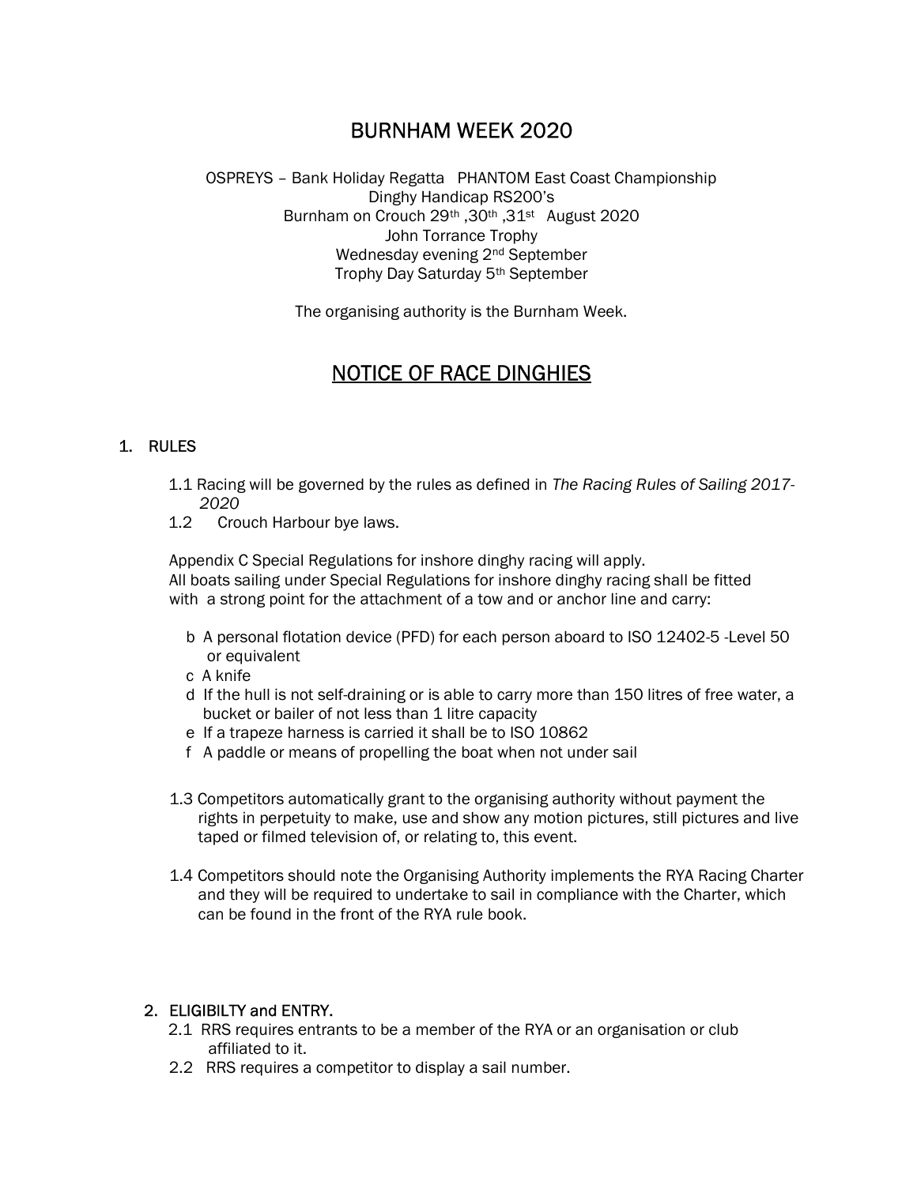# BURNHAM WEEK 2020

OSPREYS – Bank Holiday Regatta   PHANTOM East Coast Championship
Dinghy Handicap RS200's
Burnham on Crouch 29th ,30th ,31st  August 2020
John Torrance Trophy
Wednesday evening 2nd September
Trophy Day Saturday 5th September

The organising authority is the Burnham Week.

## NOTICE OF RACE DINGHIES

### 1. RULES

1.1 Racing will be governed by the rules as defined in *The Racing Rules of Sailing 2017-2020*

1.2 Crouch Harbour bye laws.

Appendix C Special Regulations for inshore dinghy racing will apply.
All boats sailing under Special Regulations for inshore dinghy racing shall be fitted with a strong point for the attachment of a tow and or anchor line and carry:

- b A personal flotation device (PFD) for each person aboard to ISO 12402-5 -Level 50 or equivalent
- c A knife
- d If the hull is not self-draining or is able to carry more than 150 litres of free water, a bucket or bailer of not less than 1 litre capacity
- e If a trapeze harness is carried it shall be to ISO 10862
- f A paddle or means of propelling the boat when not under sail

1.3 Competitors automatically grant to the organising authority without payment the rights in perpetuity to make, use and show any motion pictures, still pictures and live taped or filmed television of, or relating to, this event.

1.4 Competitors should note the Organising Authority implements the RYA Racing Charter and they will be required to undertake to sail in compliance with the Charter, which can be found in the front of the RYA rule book.

### 2. ELIGIBILTY and ENTRY.

2.1 RRS requires entrants to be a member of the RYA or an organisation or club affiliated to it.

2.2 RRS requires a competitor to display a sail number.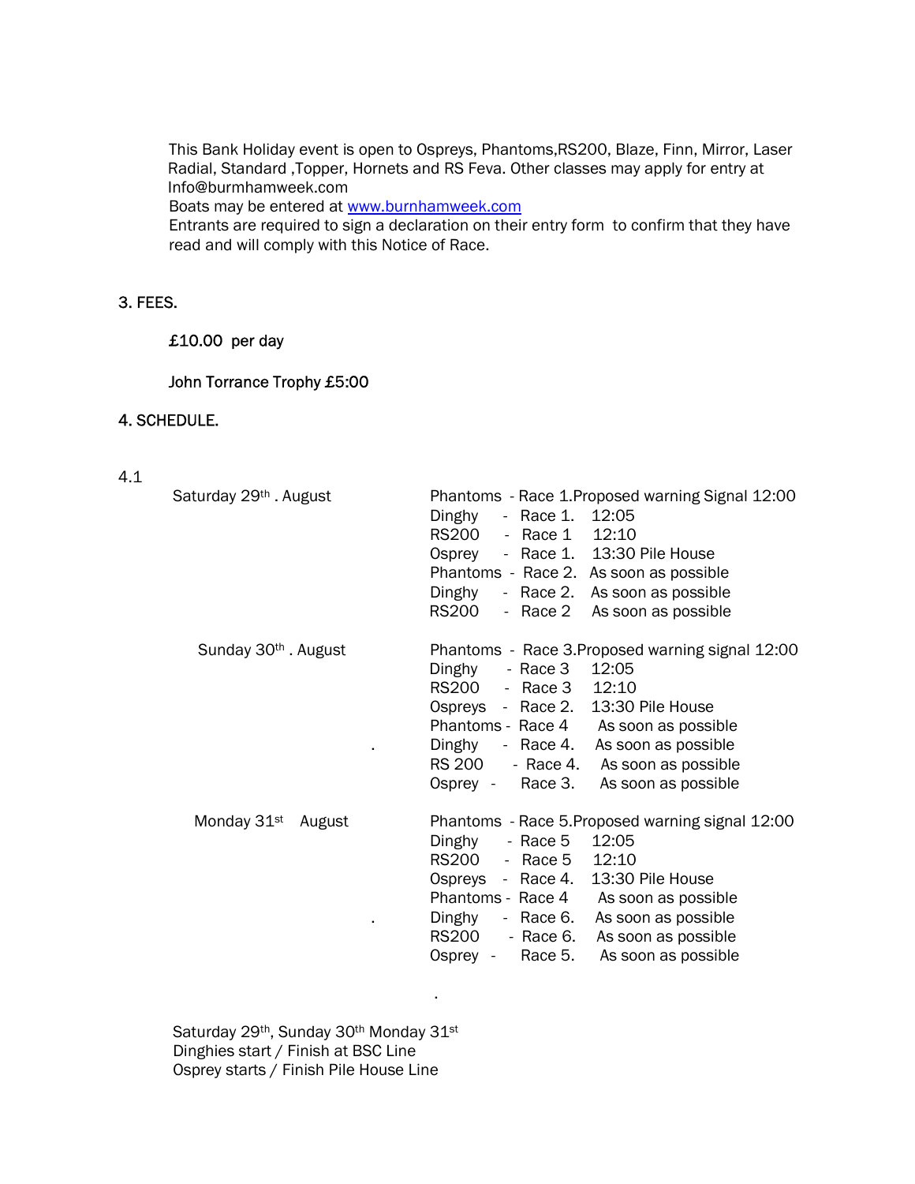This Bank Holiday event is open to Ospreys, Phantoms,RS200, Blaze, Finn, Mirror, Laser Radial, Standard ,Topper, Hornets and RS Feva. Other classes may apply for entry at Info@burmhamweek.com

Boats may be entered at [www.burnhamweek.com](http://www.burnhamweek.com)

Entrants are required to sign a declaration on their entry form to confirm that they have read and will comply with this Notice of Race.

## 3. FEES.

£10.00 per day

John Torrance Trophy £5:00

## 4. SCHEDULE.

4.1

| | |
|---|---|
| Saturday 29th . August | Phantoms - Race 1.Proposed warning Signal 12:00 |
| | Dinghy - Race 1. 12:05 |
| | RS200 - Race 1 12:10 |
| | Osprey - Race 1. 13:30 Pile House |
| | Phantoms - Race 2. As soon as possible |
| | Dinghy - Race 2. As soon as possible |
| | RS200 - Race 2 As soon as possible |
| Sunday 30th . August | Phantoms - Race 3.Proposed warning signal 12:00 |
| | Dinghy - Race 3 12:05 |
| | RS200 - Race 3 12:10 |
| | Ospreys - Race 2. 13:30 Pile House |
| | Phantoms - Race 4 As soon as possible |
| . | Dinghy - Race 4. As soon as possible |
| | RS 200 - Race 4. As soon as possible |
| | Osprey - Race 3. As soon as possible |
| Monday 31st August | Phantoms - Race 5.Proposed warning signal 12:00 |
| | Dinghy - Race 5 12:05 |
| | RS200 - Race 5 12:10 |
| | Ospreys - Race 4. 13:30 Pile House |
| | Phantoms - Race 4 As soon as possible |
| . | Dinghy - Race 6. As soon as possible |
| | RS200 - Race 6. As soon as possible |
| | Osprey - Race 5. As soon as possible |

.

Saturday 29th, Sunday 30th Monday 31st
Dinghies start / Finish at BSC Line
Osprey starts / Finish Pile House Line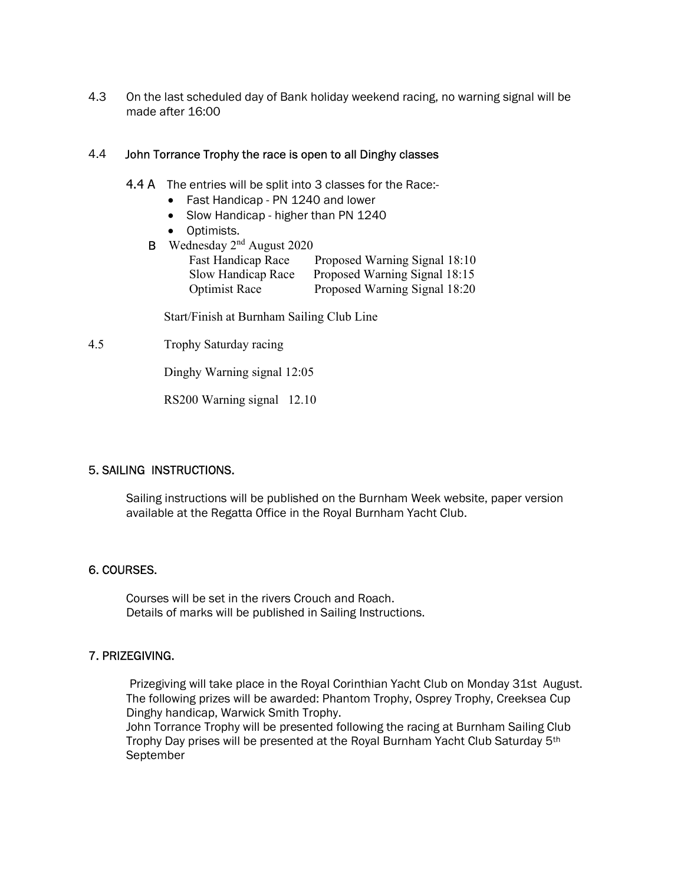4.3 On the last scheduled day of Bank holiday weekend racing, no warning signal will be made after 16:00

4.4 John Torrance Trophy the race is open to all Dinghy classes

4.4 A The entries will be split into 3 classes for the Race:-

- Fast Handicap - PN 1240 and lower
- Slow Handicap - higher than PN 1240
- Optimists.

B Wednesday 2nd August 2020

| | |
|---|---|
| Fast Handicap Race | Proposed Warning Signal 18:10 |
| Slow Handicap Race | Proposed Warning Signal 18:15 |
| Optimist Race | Proposed Warning Signal 18:20 |

Start/Finish at Burnham Sailing Club Line

4.5 Trophy Saturday racing

Dinghy Warning signal 12:05

RS200 Warning signal 12.10

## 5. SAILING INSTRUCTIONS.

Sailing instructions will be published on the Burnham Week website, paper version available at the Regatta Office in the Royal Burnham Yacht Club.

## 6. COURSES.

Courses will be set in the rivers Crouch and Roach.
Details of marks will be published in Sailing Instructions.

## 7. PRIZEGIVING.

Prizegiving will take place in the Royal Corinthian Yacht Club on Monday 31st August.
The following prizes will be awarded: Phantom Trophy, Osprey Trophy, Creeksea Cup Dinghy handicap, Warwick Smith Trophy.
John Torrance Trophy will be presented following the racing at Burnham Sailing Club
Trophy Day prises will be presented at the Royal Burnham Yacht Club Saturday 5th September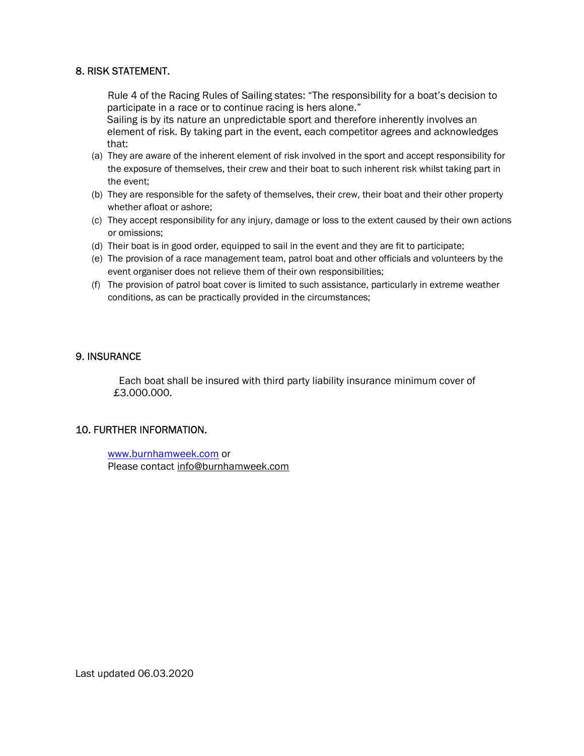## 8. RISK STATEMENT.

Rule 4 of the Racing Rules of Sailing states: "The responsibility for a boat's decision to participate in a race or to continue racing is hers alone."
Sailing is by its nature an unpredictable sport and therefore inherently involves an element of risk. By taking part in the event, each competitor agrees and acknowledges that:

(a) They are aware of the inherent element of risk involved in the sport and accept responsibility for the exposure of themselves, their crew and their boat to such inherent risk whilst taking part in the event;
(b) They are responsible for the safety of themselves, their crew, their boat and their other property whether afloat or ashore;
(c) They accept responsibility for any injury, damage or loss to the extent caused by their own actions or omissions;
(d) Their boat is in good order, equipped to sail in the event and they are fit to participate;
(e) The provision of a race management team, patrol boat and other officials and volunteers by the event organiser does not relieve them of their own responsibilities;
(f) The provision of patrol boat cover is limited to such assistance, particularly in extreme weather conditions, as can be practically provided in the circumstances;

## 9. INSURANCE

Each boat shall be insured with third party liability insurance minimum cover of £3.000.000.

## 10. FURTHER INFORMATION.

www.burnhamweek.com or
Please contact info@burnhamweek.com

Last updated 06.03.2020